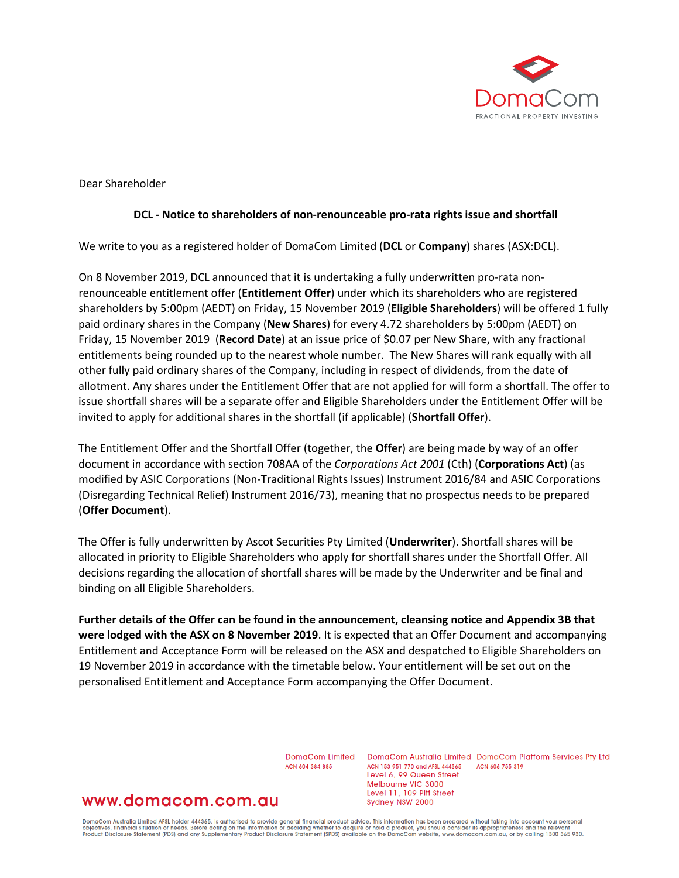Dear Shareholder

**DCL - Notice to shareholders of non-renounceable pro-rata rights issue and shortfall**

We write to you as a registered holder of DomaCom Limited (**DCL** or **Company**) shares (ASX:DCL).

On 8 November 2019, DCL announced that it is undertaking a fully underwritten pro-rata non-renounceable entitlement offer (**Entitlement Offer**) under which its shareholders who are registered shareholders by 5:00pm (AEDT) on Friday, 15 November 2019 (**Eligible Shareholders**) will be offered 1 fully paid ordinary shares in the Company (**New Shares**) for every 4.72 shareholders by 5:00pm (AEDT) on Friday, 15 November 2019 (**Record Date**) at an issue price of $0.07 per New Share, with any fractional entitlements being rounded up to the nearest whole number. The New Shares will rank equally with all other fully paid ordinary shares of the Company, including in respect of dividends, from the date of allotment. Any shares under the Entitlement Offer that are not applied for will form a shortfall. The offer to issue shortfall shares will be a separate offer and Eligible Shareholders under the Entitlement Offer will be invited to apply for additional shares in the shortfall (if applicable) (**Shortfall Offer**).

The Entitlement Offer and the Shortfall Offer (together, the **Offer**) are being made by way of an offer document in accordance with section 708AA of the *Corporations Act 2001* (Cth) (**Corporations Act**) (as modified by ASIC Corporations (Non-Traditional Rights Issues) Instrument 2016/84 and ASIC Corporations (Disregarding Technical Relief) Instrument 2016/73), meaning that no prospectus needs to be prepared (**Offer Document**).

The Offer is fully underwritten by Ascot Securities Pty Limited (**Underwriter**). Shortfall shares will be allocated in priority to Eligible Shareholders who apply for shortfall shares under the Shortfall Offer. All decisions regarding the allocation of shortfall shares will be made by the Underwriter and be final and binding on all Eligible Shareholders.

**Further details of the Offer can be found in the announcement, cleansing notice and Appendix 3B that were lodged with the ASX on 8 November 2019**. It is expected that an Offer Document and accompanying Entitlement and Acceptance Form will be released on the ASX and despatched to Eligible Shareholders on 19 November 2019 in accordance with the timetable below. Your entitlement will be set out on the personalised Entitlement and Acceptance Form accompanying the Offer Document.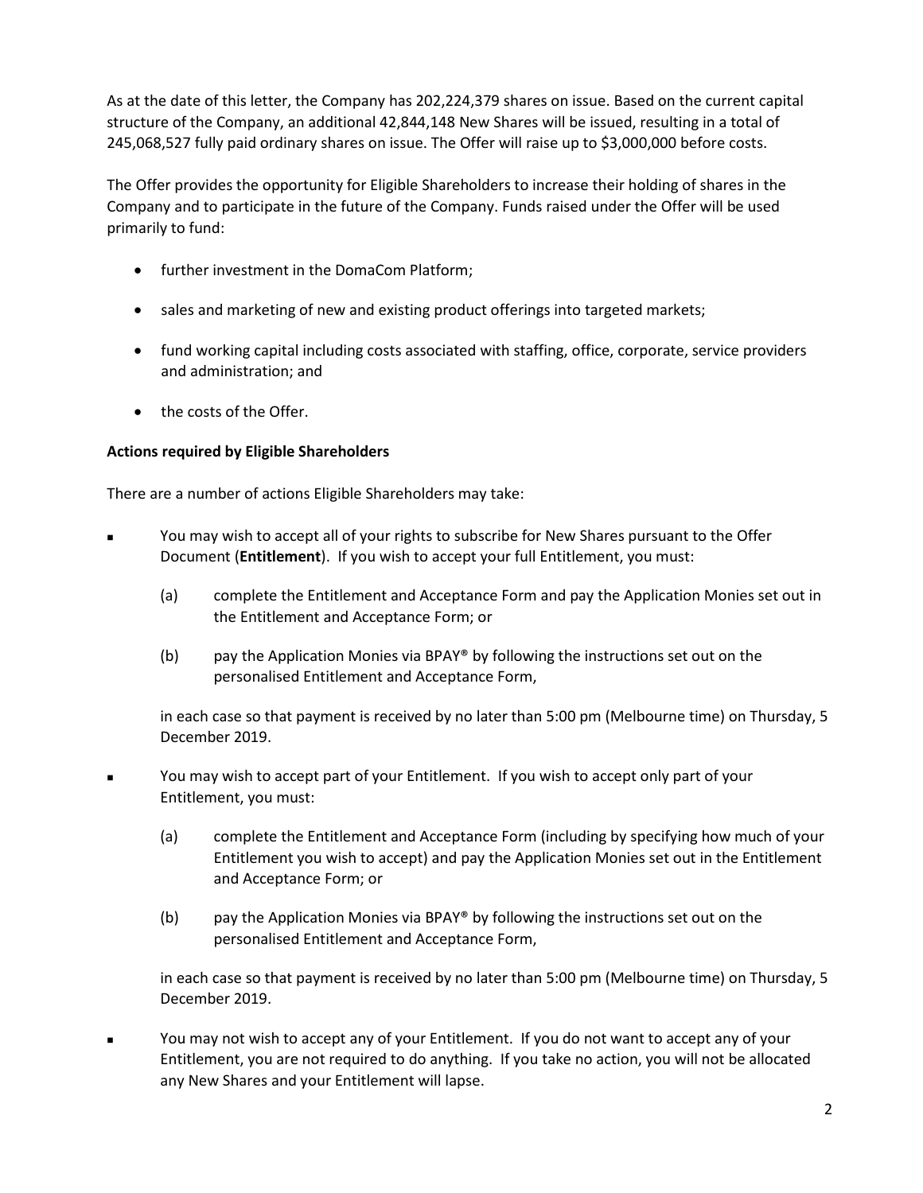As at the date of this letter, the Company has 202,224,379 shares on issue. Based on the current capital structure of the Company, an additional 42,844,148 New Shares will be issued, resulting in a total of 245,068,527 fully paid ordinary shares on issue. The Offer will raise up to $3,000,000 before costs.

The Offer provides the opportunity for Eligible Shareholders to increase their holding of shares in the Company and to participate in the future of the Company. Funds raised under the Offer will be used primarily to fund:

- further investment in the DomaCom Platform;
- sales and marketing of new and existing product offerings into targeted markets;
- fund working capital including costs associated with staffing, office, corporate, service providers and administration; and
- the costs of the Offer.

**Actions required by Eligible Shareholders**

There are a number of actions Eligible Shareholders may take:

- You may wish to accept all of your rights to subscribe for New Shares pursuant to the Offer Document (**Entitlement**). If you wish to accept your full Entitlement, you must:

  (a) complete the Entitlement and Acceptance Form and pay the Application Monies set out in the Entitlement and Acceptance Form; or

  (b) pay the Application Monies via BPAY® by following the instructions set out on the personalised Entitlement and Acceptance Form,

  in each case so that payment is received by no later than 5:00 pm (Melbourne time) on Thursday, 5 December 2019.

- You may wish to accept part of your Entitlement. If you wish to accept only part of your Entitlement, you must:

  (a) complete the Entitlement and Acceptance Form (including by specifying how much of your Entitlement you wish to accept) and pay the Application Monies set out in the Entitlement and Acceptance Form; or

  (b) pay the Application Monies via BPAY® by following the instructions set out on the personalised Entitlement and Acceptance Form,

  in each case so that payment is received by no later than 5:00 pm (Melbourne time) on Thursday, 5 December 2019.

- You may not wish to accept any of your Entitlement. If you do not want to accept any of your Entitlement, you are not required to do anything. If you take no action, you will not be allocated any New Shares and your Entitlement will lapse.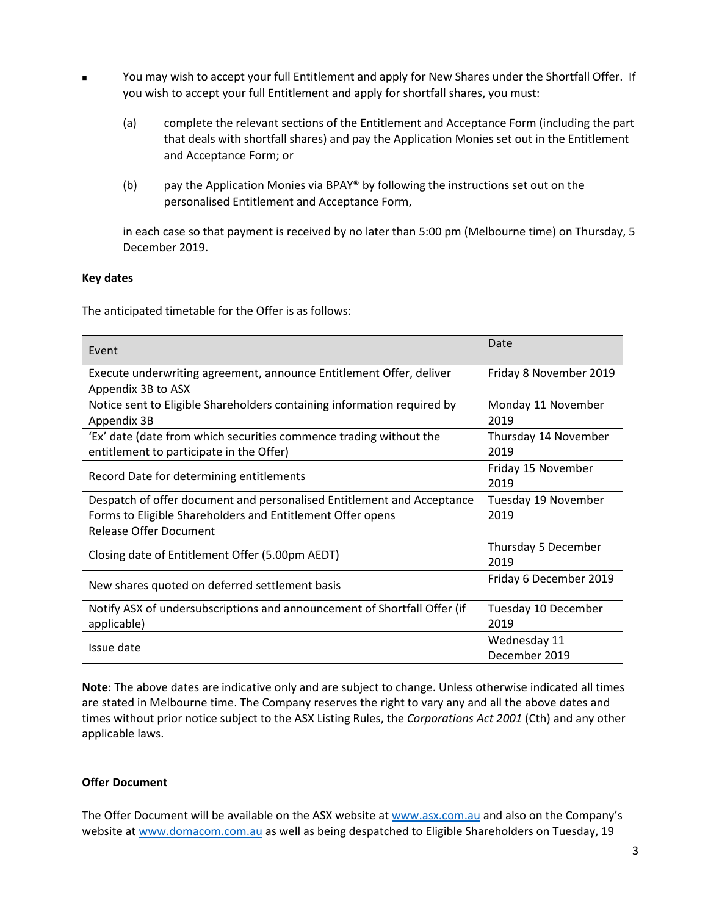- You may wish to accept your full Entitlement and apply for New Shares under the Shortfall Offer. If you wish to accept your full Entitlement and apply for shortfall shares, you must:

  (a) complete the relevant sections of the Entitlement and Acceptance Form (including the part that deals with shortfall shares) and pay the Application Monies set out in the Entitlement and Acceptance Form; or

  (b) pay the Application Monies via BPAY® by following the instructions set out on the personalised Entitlement and Acceptance Form,

  in each case so that payment is received by no later than 5:00 pm (Melbourne time) on Thursday, 5 December 2019.

**Key dates**

The anticipated timetable for the Offer is as follows:

| Event | Date |
|---|---|
| Execute underwriting agreement, announce Entitlement Offer, deliver Appendix 3B to ASX | Friday 8 November 2019 |
| Notice sent to Eligible Shareholders containing information required by Appendix 3B | Monday 11 November 2019 |
| 'Ex' date (date from which securities commence trading without the entitlement to participate in the Offer) | Thursday 14 November 2019 |
| Record Date for determining entitlements | Friday 15 November 2019 |
| Despatch of offer document and personalised Entitlement and Acceptance Forms to Eligible Shareholders and Entitlement Offer opens<br>Release Offer Document | Tuesday 19 November 2019 |
| Closing date of Entitlement Offer (5.00pm AEDT) | Thursday 5 December 2019 |
| New shares quoted on deferred settlement basis | Friday 6 December 2019 |
| Notify ASX of undersubscriptions and announcement of Shortfall Offer (if applicable) | Tuesday 10 December 2019 |
| Issue date | Wednesday 11 December 2019 |

**Note**: The above dates are indicative only and are subject to change. Unless otherwise indicated all times are stated in Melbourne time. The Company reserves the right to vary any and all the above dates and times without prior notice subject to the ASX Listing Rules, the *Corporations Act 2001* (Cth) and any other applicable laws.

**Offer Document**

The Offer Document will be available on the ASX website at www.asx.com.au and also on the Company's website at www.domacom.com.au as well as being despatched to Eligible Shareholders on Tuesday, 19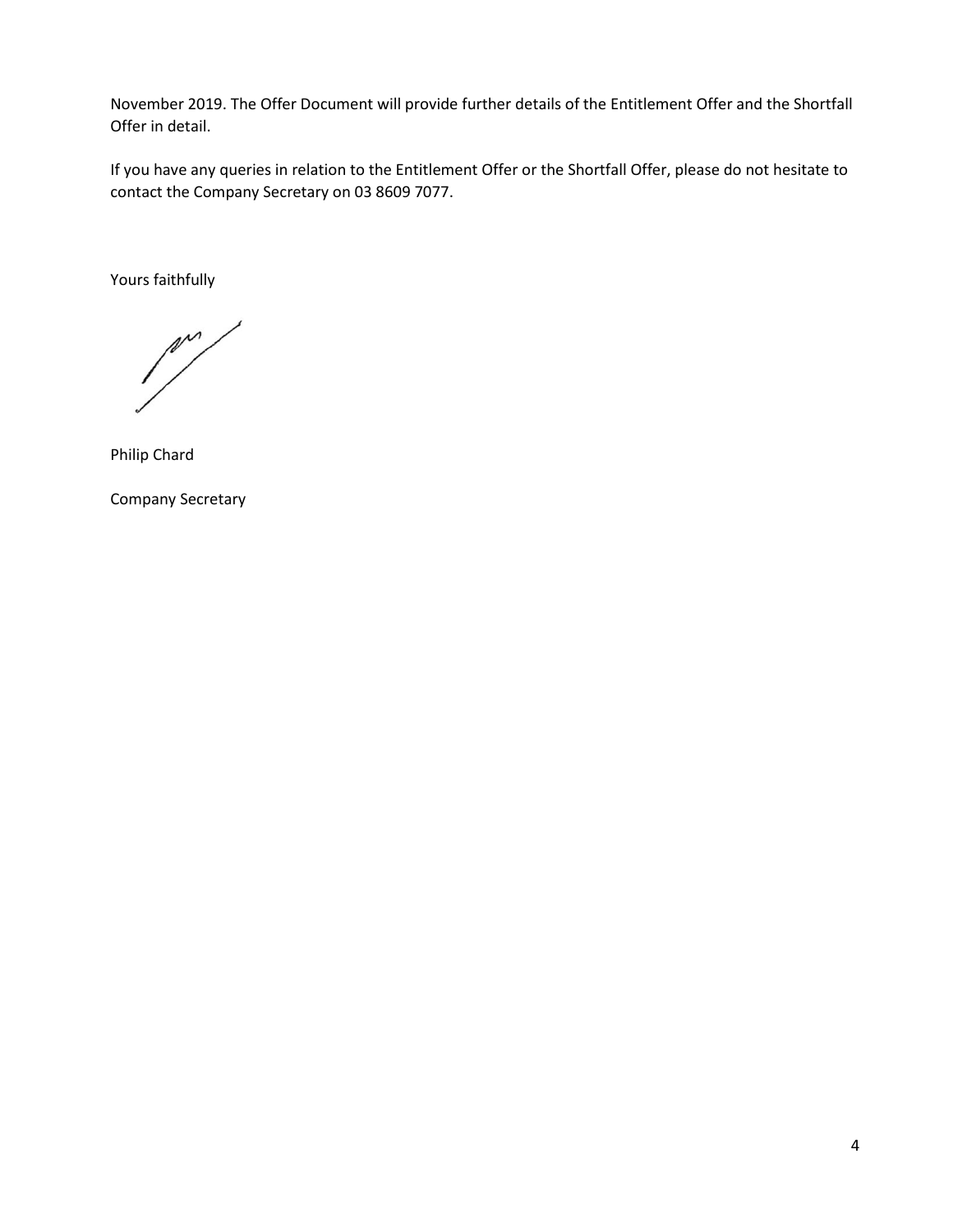November 2019. The Offer Document will provide further details of the Entitlement Offer and the Shortfall Offer in detail.

If you have any queries in relation to the Entitlement Offer or the Shortfall Offer, please do not hesitate to contact the Company Secretary on 03 8609 7077.

Yours faithfully

Philip Chard

Company Secretary